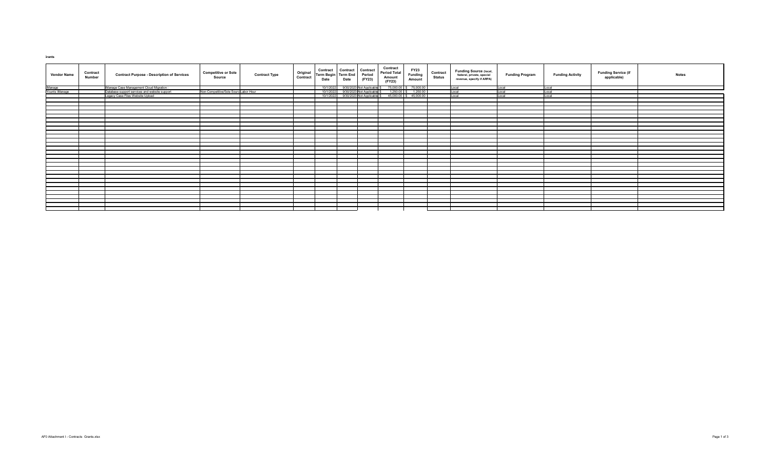**Grants**

| Vendor Name | Contract Number | Contract Purpose - Description of Services | Competitive or Sole Source | Contract Type | Original Contract | Contract Term Begin Date | Contract Term End Date | Contract Period (FY23) | Contract Period Total Amount (FY23) | FY23 Funding Amount | Contract Status | Funding Source (local, federal, private, special revenue, specify if ARPA) | Funding Program | Funding Activity | Funding Service (if applicable) | Notes |
|---|---|---|---|---|---|---|---|---|---|---|---|---|---|---|---|---|
| iManage | | iManage Case Management Cloud Migration | | | | 10/1/2022 | 9/30/2023 | Not Applicable | $ 75,000.00 | $ 75,000.00 | | Local | Local | Local | | |
| Younts iManage | | Database support services and website support | Non-Competitive/Sole Sourc | Labor Hour | | 10/1/2022 | 9/30/2023 | Not Applicable | $ 1,250.00 | $ 1,250.00 | | Local | Local | Local | | |
| | | Legacy Case Files Website Upload | | | | 10/1/2022 | 9/30/2023 | Not Applicable | $ 45,000.00 | $ 45,000.00 | | Local | Local | Local | | |

AF0 Attachment I - Contracts Grants.xlsx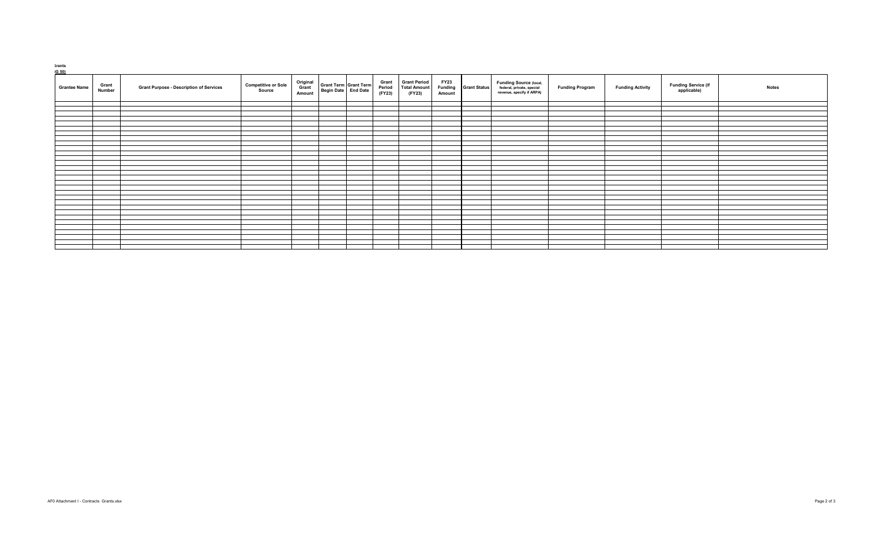**Grants**
**G 50)**

| Grantee Name | Grant Number | Grant Purpose - Description of Services | Competitive or Sole Source | Original Grant Amount | Grant Term Begin Date | Grant Term End Date | Grant Period (FY23) | Grant Period Total Amount (FY23) | FY23 Funding Amount | Grant Status | Funding Source (local, federal, private, special revenue, specify if ARPA) | Funding Program | Funding Activity | Funding Service (if applicable) | Notes |
|---|---|---|---|---|---|---|---|---|---|---|---|---|---|---|---|
| | | | | | | | | | | | | | | | |
| | | | | | | | | | | | | | | | |
| | | | | | | | | | | | | | | | |
| | | | | | | | | | | | | | | | |
| | | | | | | | | | | | | | | | |
| | | | | | | | | | | | | | | | |
| | | | | | | | | | | | | | | | |
| | | | | | | | | | | | | | | | |
| | | | | | | | | | | | | | | | |
| | | | | | | | | | | | | | | | |
| | | | | | | | | | | | | | | | |
| | | | | | | | | | | | | | | | |
| | | | | | | | | | | | | | | | |
| | | | | | | | | | | | | | | | |
| | | | | | | | | | | | | | | | |
| | | | | | | | | | | | | | | | |
| | | | | | | | | | | | | | | | |
| | | | | | | | | | | | | | | | |
| | | | | | | | | | | | | | | | |
| | | | | | | | | | | | | | | | |
| | | | | | | | | | | | | | | | |
| | | | | | | | | | | | | | | | |
| | | | | | | | | | | | | | | | |
| | | | | | | | | | | | | | | | |
| | | | | | | | | | | | | | | | |
| | | | | | | | | | | | | | | | |
| | | | | | | | | | | | | | | | |
| | | | | | | | | | | | | | | | |
| | | | | | | | | | | | | | | | |
| | | | | | | | | | | | | | | | |

AF0 Attachment I - Contracts Grants.xlsx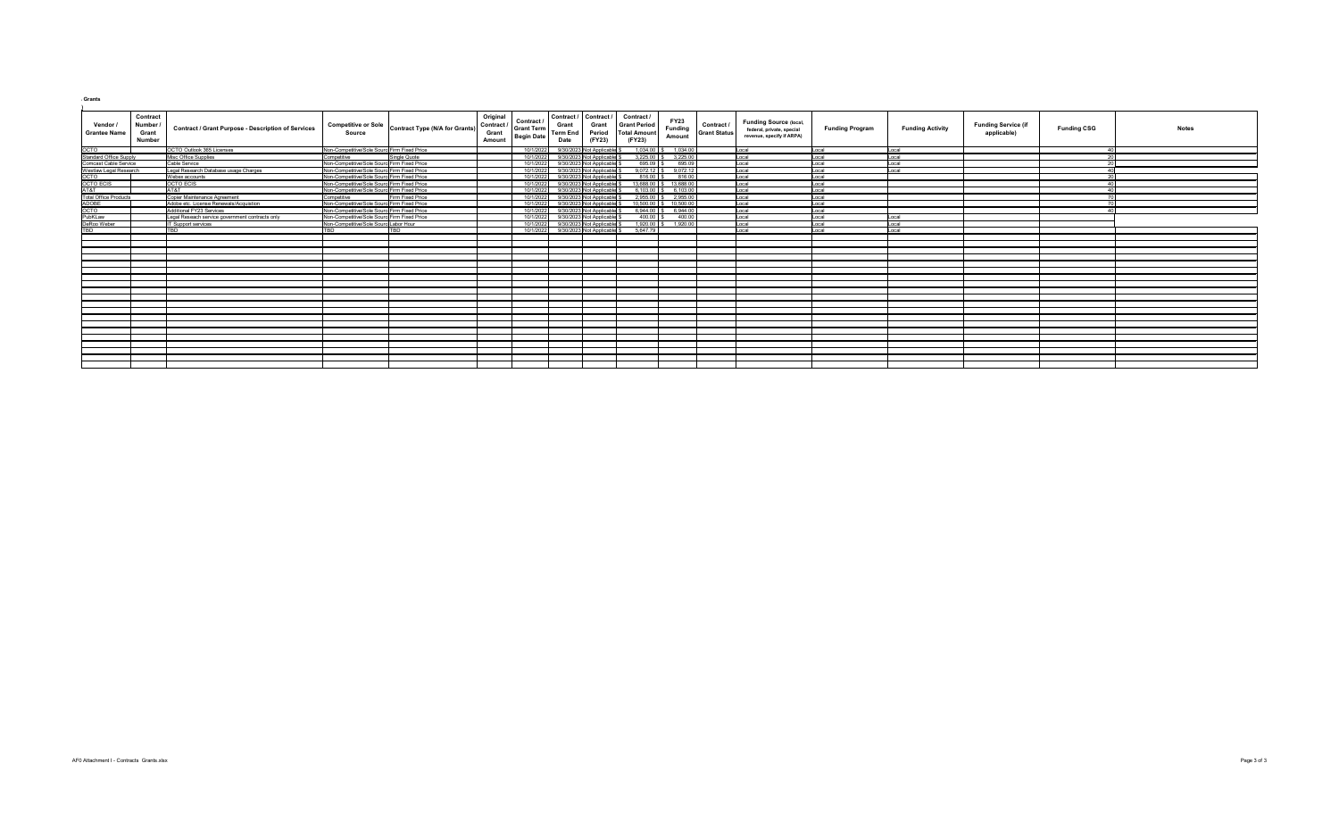**Grants**

| Vendor / Grantee Name | Contract Number / Grant Number | Contract / Grant Purpose - Description of Services | Competitive or Sole Source | Contract Type (N/A for Grants) | Original Contract / Grant Amount | Contract / Grant Term Begin Date | Contract / Grant Term End Date | Contract / Grant Period (FY23) | Contract / Grant Period Total Amount (FY23) | FY23 Funding Amount | Contract / Grant Status | Funding Source (local, federal, private, special revenue, specify if ARPA) | Funding Program | Funding Activity | Funding Service (if applicable) | Funding CSG | Notes |
|---|---|---|---|---|---|---|---|---|---|---|---|---|---|---|---|---|---|
| OCTO | | OCTO Outlook 365 Licenses | Non-Competitive/Sole Source | Firm Fixed Price | | 10/1/2022 | 9/30/2023 | Not Applicable | $ 1,034.00 | $ 1,034.00 | | Local | Local | Local | | 40 | |
| Standard Office Supply | | Misc Office Supplies | Competitive | Single Quote | | 10/1/2022 | 9/30/2023 | Not Applicable | $ 3,225.00 | $ 3,225.00 | | Local | Local | Local | | 20 | |
| Comcast Cable Service | | Cable Service | Non-Competitive/Sole Source | Firm Fixed Price | | 10/1/2022 | 9/30/2023 | Not Applicable | $ 695.09 | $ 695.09 | | Local | Local | Local | | 20 | |
| Westlaw Legal Research | | Legal Research Database usage Charges | Non-Competitive/Sole Source | Firm Fixed Price | | 10/1/2022 | 9/30/2023 | Not Applicable | $ 9,072.12 | $ 9,072.12 | | Local | Local | Local | | 40 | |
| OCTO | | Webex accounts | Non-Competitive/Sole Source | Firm Fixed Price | | 10/1/2022 | 9/30/2023 | Not Applicable | $ 816.00 | $ 816.00 | | Local | Local | | | 20 | |
| OCTO ECIS | | OCTO ECIS | Non-Competitive/Sole Source | Firm Fixed Price | | 10/1/2022 | 9/30/2023 | Not Applicable | $ 13,688.00 | $ 13,688.00 | | Local | Local | | | 40 | |
| AT&T | | AT&T | Non-Competitive/Sole Source | Firm Fixed Price | | 10/1/2022 | 9/30/2023 | Not Applicable | $ 6,103.00 | $ 6,103.00 | | Local | Local | | | 40 | |
| Total Office Products | | Copier Maintenance Agreement | Competitive | Firm Fixed Price | | 10/1/2022 | 9/30/2023 | Not Applicable | $ 2,955.00 | $ 2,955.00 | | Local | Local | | | 70 | |
| ADOBE | | Adobe etc. License Renewals/Acquistion | Non-Competitive/Sole Source | Firm Fixed Price | | 10/1/2022 | 9/30/2023 | Not Applicable | $ 10,500.00 | $ 10,500.00 | | Local | Local | | | 70 | |
| OCTO | | Additional FY23 Services | Non-Competitive/Sole Source | Firm Fixed Price | | 10/1/2022 | 9/30/2023 | Not Applicable | $ 6,944.00 | $ 6,944.00 | | Local | Local | | | 40 | |
| PubKLaw | | Legal Reseach service government contracts only | Non-Competitive/Sole Source | Firm Fixed Price | | 10/1/2022 | 9/30/2023 | Not Applicable | $ 400.00 | $ 400.00 | | Local | Local | Local | | | |
| DeRoo Weber | | IT Support services | Non-Competitive/Sole Source | Labor Hour | | 10/1/2022 | 9/30/2023 | Not Applicable | $ 1,920.00 | $ 1,920.00 | | Local | Local | Local | | | |
| TBD | | TBD | TBD | TBD | | 10/1/2022 | 9/30/2023 | Not Applicable | $ 5,647.79 | | | Local | Local | Local | | | |